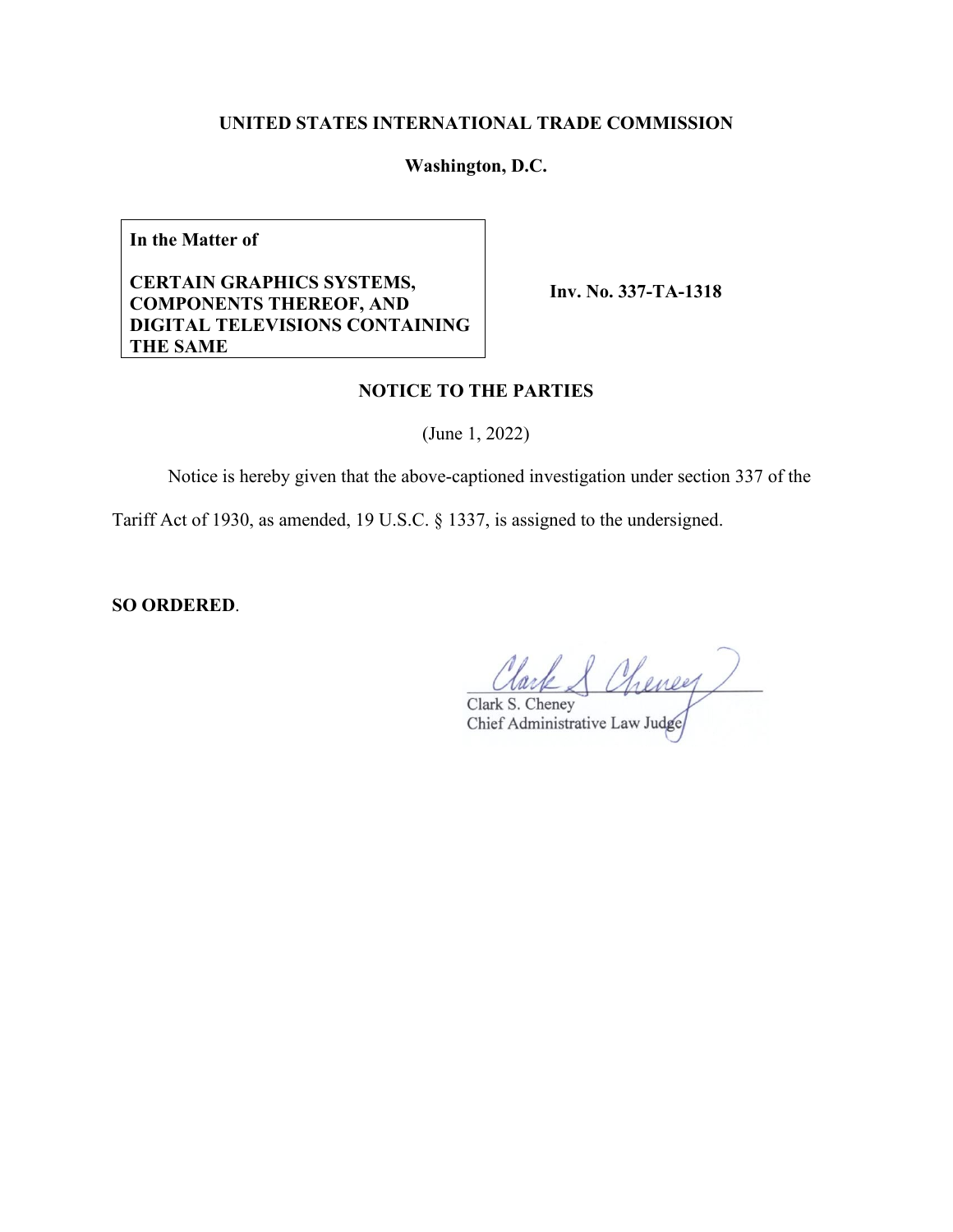**UNITED STATES INTERNATIONAL TRADE COMMISSION**

**Washington, D.C.**

| | |
|---|---|
| **In the Matter of**<br><br>**CERTAIN GRAPHICS SYSTEMS, COMPONENTS THEREOF, AND DIGITAL TELEVISIONS CONTAINING THE SAME** | **Inv. No. 337-TA-1318** |

**NOTICE TO THE PARTIES**

(June 1, 2022)

Notice is hereby given that the above-captioned investigation under section 337 of the Tariff Act of 1930, as amended, 19 U.S.C. § 1337, is assigned to the undersigned.

**SO ORDERED**.

Clark S. Cheney
Chief Administrative Law Judge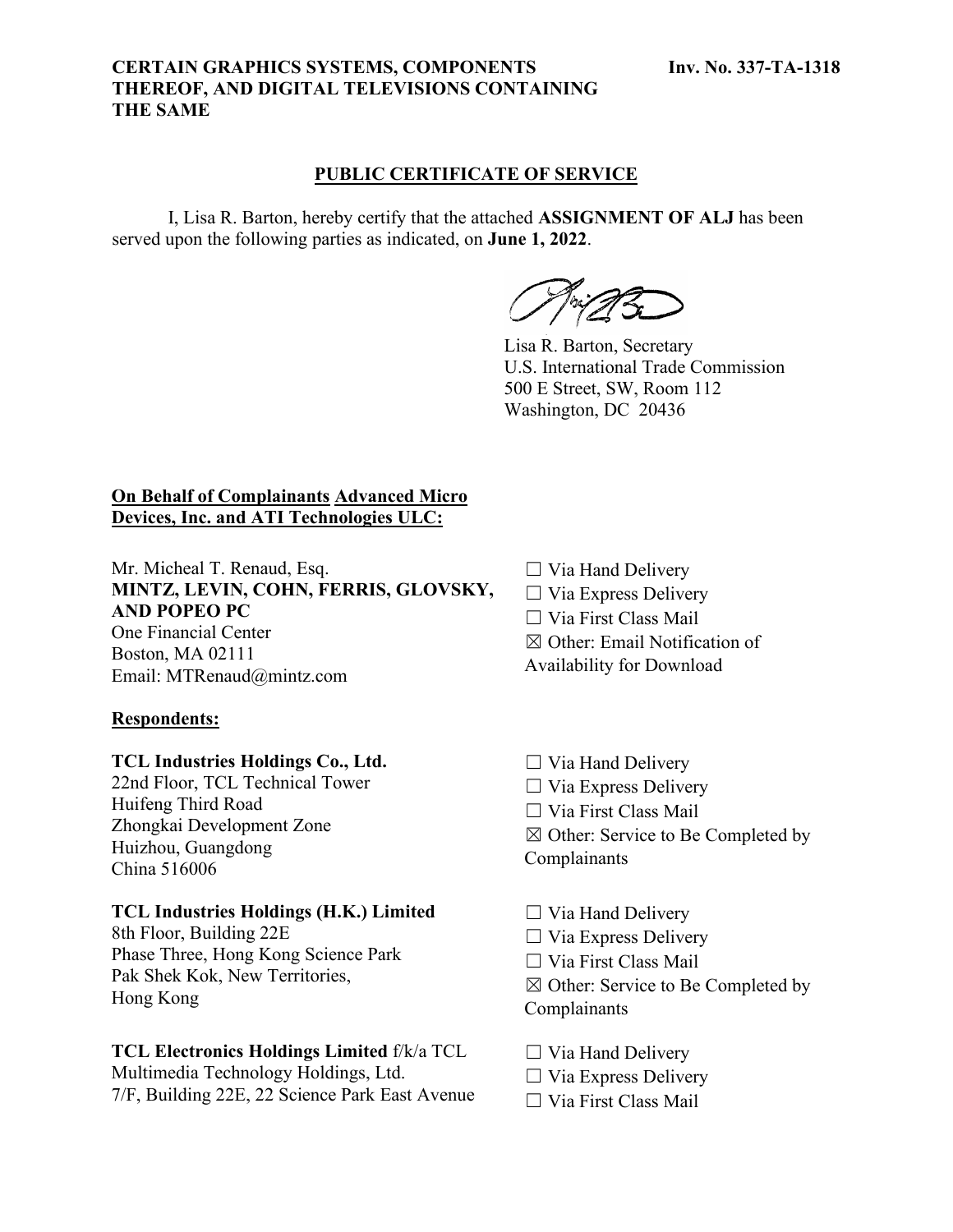**CERTAIN GRAPHICS SYSTEMS, COMPONENTS THEREOF, AND DIGITAL TELEVISIONS CONTAINING THE SAME**

**Inv. No. 337-TA-1318**

## PUBLIC CERTIFICATE OF SERVICE

I, Lisa R. Barton, hereby certify that the attached **ASSIGNMENT OF ALJ** has been served upon the following parties as indicated, on **June 1, 2022**.

Lisa R. Barton, Secretary
U.S. International Trade Commission
500 E Street, SW, Room 112
Washington, DC 20436

**On Behalf of Complainants Advanced Micro Devices, Inc. and ATI Technologies ULC:**

Mr. Micheal T. Renaud, Esq.
**MINTZ, LEVIN, COHN, FERRIS, GLOVSKY, AND POPEO PC**
One Financial Center
Boston, MA 02111
Email: MTRenaud@mintz.com

☐ Via Hand Delivery
☐ Via Express Delivery
☐ Via First Class Mail
☒ Other: Email Notification of Availability for Download

**Respondents:**

**TCL Industries Holdings Co., Ltd.**
22nd Floor, TCL Technical Tower
Huifeng Third Road
Zhongkai Development Zone
Huizhou, Guangdong
China 516006

☐ Via Hand Delivery
☐ Via Express Delivery
☐ Via First Class Mail
☒ Other: Service to Be Completed by Complainants

**TCL Industries Holdings (H.K.) Limited**
8th Floor, Building 22E
Phase Three, Hong Kong Science Park
Pak Shek Kok, New Territories,
Hong Kong

☐ Via Hand Delivery
☐ Via Express Delivery
☐ Via First Class Mail
☒ Other: Service to Be Completed by Complainants

**TCL Electronics Holdings Limited** f/k/a TCL Multimedia Technology Holdings, Ltd.
7/F, Building 22E, 22 Science Park East Avenue

☐ Via Hand Delivery
☐ Via Express Delivery
☐ Via First Class Mail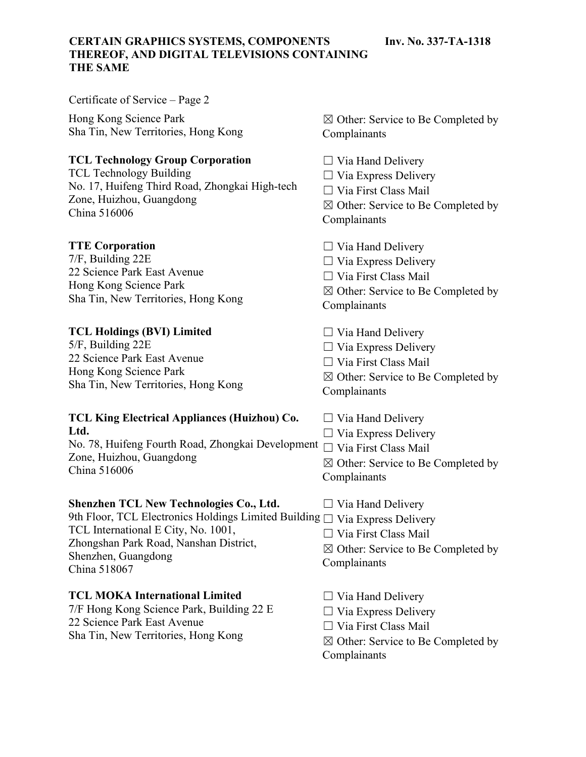Certificate of Service – Page 2

| | |
|---|---|
| Hong Kong Science Park<br>Sha Tin, New Territories, Hong Kong | ☒ Other: Service to Be Completed by Complainants |
| **TCL Technology Group Corporation**<br>TCL Technology Building<br>No. 17, Huifeng Third Road, Zhongkai High-tech Zone, Huizhou, Guangdong<br>China 516006 | ☐ Via Hand Delivery<br>☐ Via Express Delivery<br>☐ Via First Class Mail<br>☒ Other: Service to Be Completed by Complainants |
| **TTE Corporation**<br>7/F, Building 22E<br>22 Science Park East Avenue<br>Hong Kong Science Park<br>Sha Tin, New Territories, Hong Kong | ☐ Via Hand Delivery<br>☐ Via Express Delivery<br>☐ Via First Class Mail<br>☒ Other: Service to Be Completed by Complainants |
| **TCL Holdings (BVI) Limited**<br>5/F, Building 22E<br>22 Science Park East Avenue<br>Hong Kong Science Park<br>Sha Tin, New Territories, Hong Kong | ☐ Via Hand Delivery<br>☐ Via Express Delivery<br>☐ Via First Class Mail<br>☒ Other: Service to Be Completed by Complainants |
| **TCL King Electrical Appliances (Huizhou) Co. Ltd.**<br>No. 78, Huifeng Fourth Road, Zhongkai Development Zone, Huizhou, Guangdong<br>China 516006 | ☐ Via Hand Delivery<br>☐ Via Express Delivery<br>☐ Via First Class Mail<br>☒ Other: Service to Be Completed by Complainants |
| **Shenzhen TCL New Technologies Co., Ltd.**<br>9th Floor, TCL Electronics Holdings Limited Building TCL International E City, No. 1001, Zhongshan Park Road, Nanshan District, Shenzhen, Guangdong<br>China 518067 | ☐ Via Hand Delivery<br>☐ Via Express Delivery<br>☐ Via First Class Mail<br>☒ Other: Service to Be Completed by Complainants |
| **TCL MOKA International Limited**<br>7/F Hong Kong Science Park, Building 22 E<br>22 Science Park East Avenue<br>Sha Tin, New Territories, Hong Kong | ☐ Via Hand Delivery<br>☐ Via Express Delivery<br>☐ Via First Class Mail<br>☒ Other: Service to Be Completed by Complainants |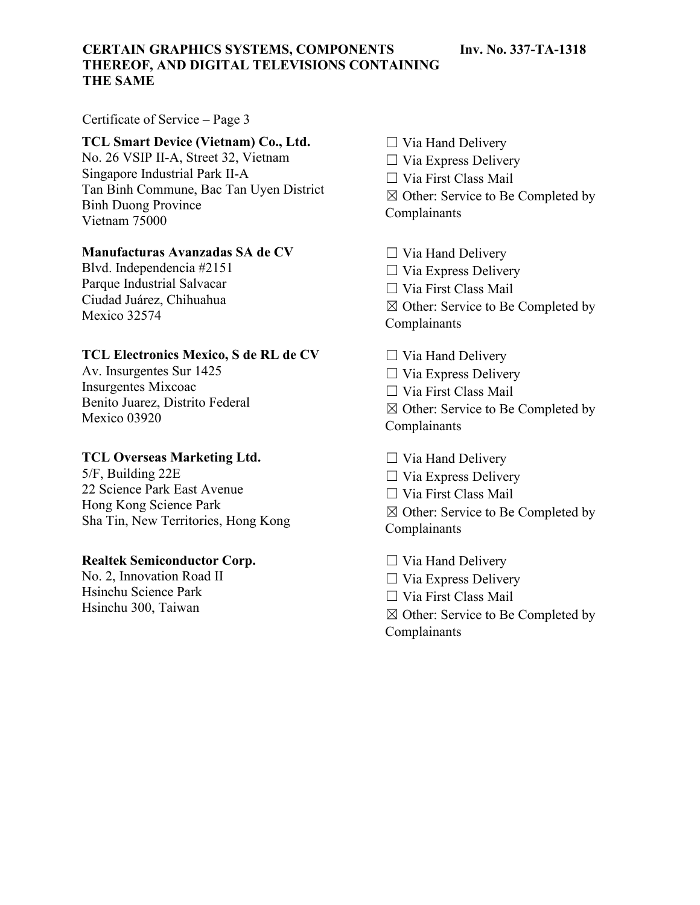Certificate of Service – Page 3

**TCL Smart Device (Vietnam) Co., Ltd.**
No. 26 VSIP II-A, Street 32, Vietnam
Singapore Industrial Park II-A
Tan Binh Commune, Bac Tan Uyen District
Binh Duong Province
Vietnam 75000

☐ Via Hand Delivery
☐ Via Express Delivery
☐ Via First Class Mail
☒ Other: Service to Be Completed by Complainants

**Manufacturas Avanzadas SA de CV**
Blvd. Independencia #2151
Parque Industrial Salvacar
Ciudad Juárez, Chihuahua
Mexico 32574

☐ Via Hand Delivery
☐ Via Express Delivery
☐ Via First Class Mail
☒ Other: Service to Be Completed by Complainants

**TCL Electronics Mexico, S de RL de CV**
Av. Insurgentes Sur 1425
Insurgentes Mixcoac
Benito Juarez, Distrito Federal
Mexico 03920

☐ Via Hand Delivery
☐ Via Express Delivery
☐ Via First Class Mail
☒ Other: Service to Be Completed by Complainants

**TCL Overseas Marketing Ltd.**
5/F, Building 22E
22 Science Park East Avenue
Hong Kong Science Park
Sha Tin, New Territories, Hong Kong

☐ Via Hand Delivery
☐ Via Express Delivery
☐ Via First Class Mail
☒ Other: Service to Be Completed by Complainants

**Realtek Semiconductor Corp.**
No. 2, Innovation Road II
Hsinchu Science Park
Hsinchu 300, Taiwan

☐ Via Hand Delivery
☐ Via Express Delivery
☐ Via First Class Mail
☒ Other: Service to Be Completed by Complainants